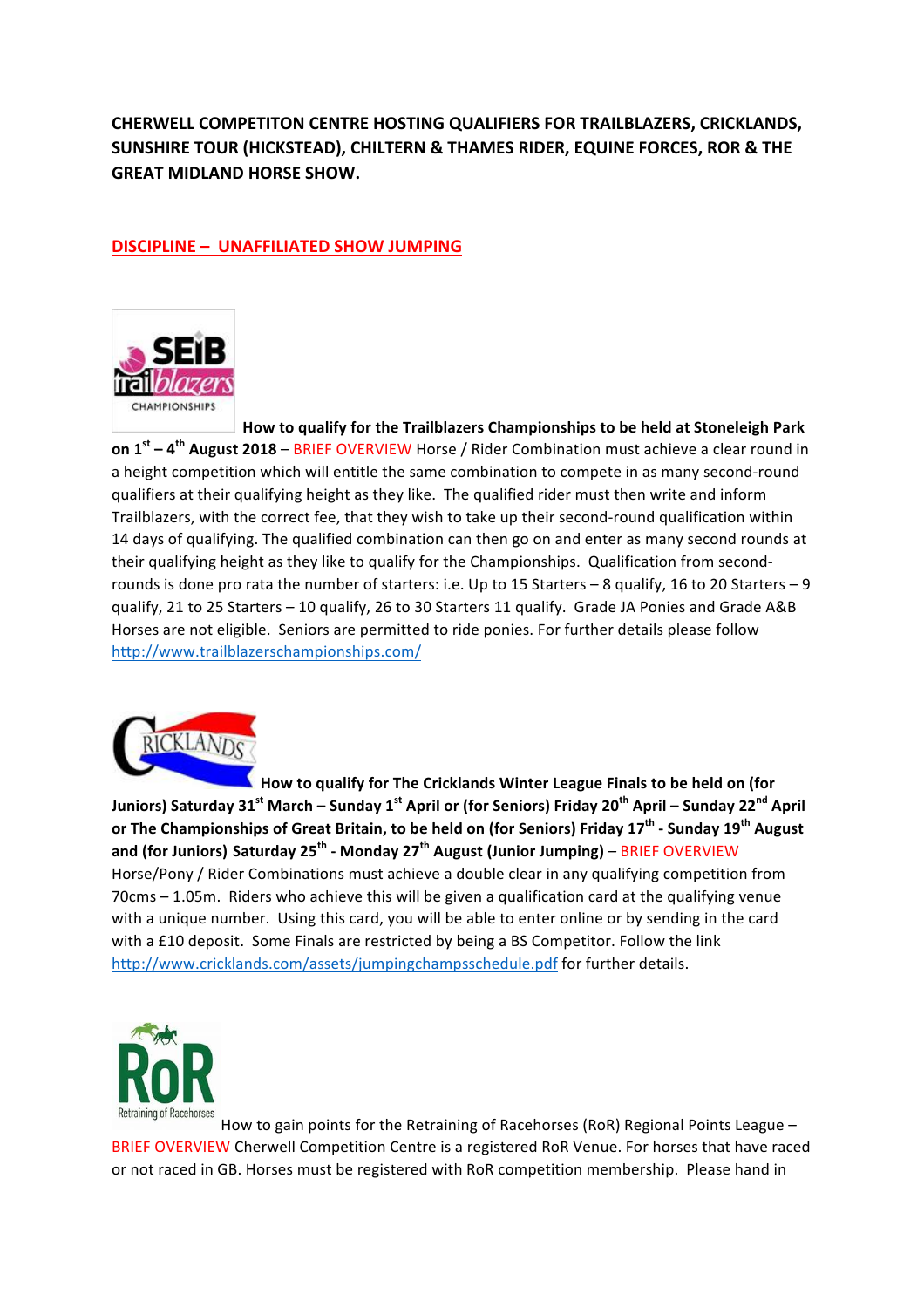**CHERWELL COMPETITON CENTRE HOSTING QUALIFIERS FOR TRAILBLAZERS, CRICKLANDS, SUNSHIRE TOUR (HICKSTEAD), CHILTERN & THAMES RIDER, EQUINE FORCES, ROR & THE GREAT MIDLAND HORSE SHOW.**

## DISCIPLINE – UNAFFILIATED SHOW JUMPING

**How to qualify for the Trailblazers Championships to be held at Stoneleigh Park on 1st – 4th August 2018** – BRIEF OVERVIEW Horse / Rider Combination must achieve a clear round in a height competition which will entitle the same combination to compete in as many second-round qualifiers at their qualifying height as they like. The qualified rider must then write and inform Trailblazers, with the correct fee, that they wish to take up their second-round qualification within 14 days of qualifying. The qualified combination can then go on and enter as many second rounds at their qualifying height as they like to qualify for the Championships. Qualification from second-rounds is done pro rata the number of starters: i.e. Up to 15 Starters – 8 qualify, 16 to 20 Starters – 9 qualify, 21 to 25 Starters – 10 qualify, 26 to 30 Starters 11 qualify. Grade JA Ponies and Grade A&B Horses are not eligible. Seniors are permitted to ride ponies. For further details please follow http://www.trailblazerschampionships.com/

**How to qualify for The Cricklands Winter League Finals to be held on (for Juniors) Saturday 31st March – Sunday 1st April or (for Seniors) Friday 20th April – Sunday 22nd April or The Championships of Great Britain, to be held on (for Seniors) Friday 17th - Sunday 19th August and (for Juniors) Saturday 25th - Monday 27th August (Junior Jumping)** – BRIEF OVERVIEW Horse/Pony / Rider Combinations must achieve a double clear in any qualifying competition from 70cms – 1.05m. Riders who achieve this will be given a qualification card at the qualifying venue with a unique number. Using this card, you will be able to enter online or by sending in the card with a £10 deposit. Some Finals are restricted by being a BS Competitor. Follow the link http://www.cricklands.com/assets/jumpingchampsschedule.pdf for further details.

How to gain points for the Retraining of Racehorses (RoR) Regional Points League – BRIEF OVERVIEW Cherwell Competition Centre is a registered RoR Venue. For horses that have raced or not raced in GB. Horses must be registered with RoR competition membership. Please hand in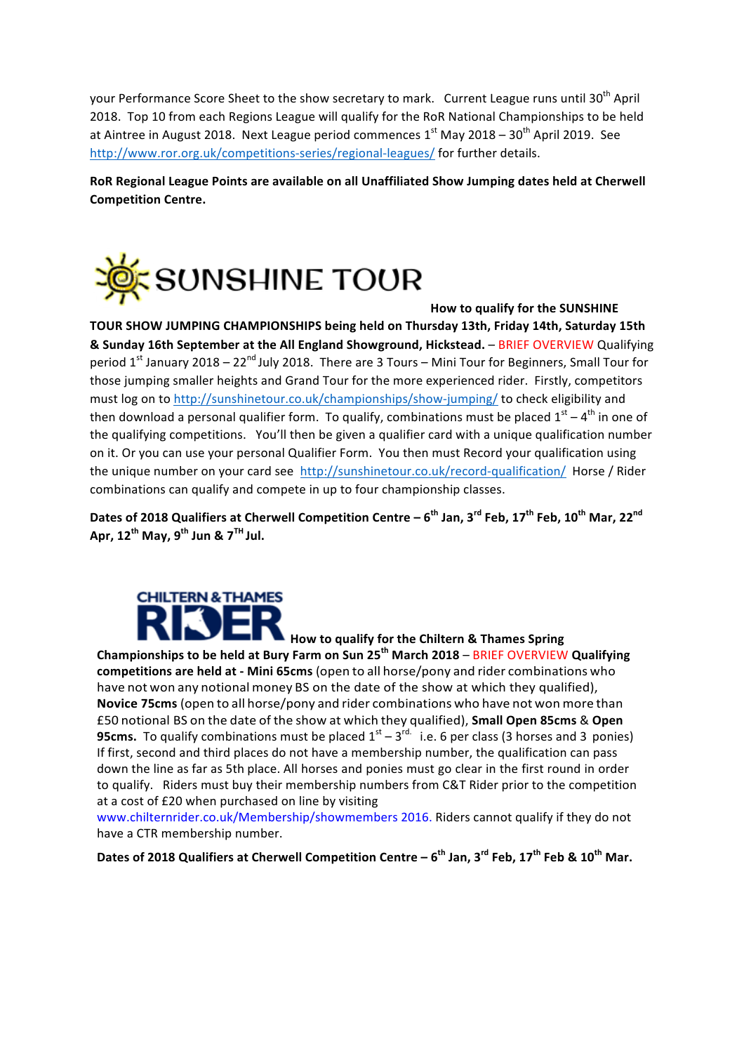your Performance Score Sheet to the show secretary to mark. Current League runs until 30th April 2018. Top 10 from each Regions League will qualify for the RoR National Championships to be held at Aintree in August 2018. Next League period commences 1st May 2018 – 30th April 2019. See http://www.ror.org.uk/competitions-series/regional-leagues/ for further details.

**RoR Regional League Points are available on all Unaffiliated Show Jumping dates held at Cherwell Competition Centre.**

SUNSHINE TOUR

**How to qualify for the SUNSHINE TOUR SHOW JUMPING CHAMPIONSHIPS being held on Thursday 13th, Friday 14th, Saturday 15th & Sunday 16th September at the All England Showground, Hickstead.** – BRIEF OVERVIEW Qualifying period 1st January 2018 – 22nd July 2018. There are 3 Tours – Mini Tour for Beginners, Small Tour for those jumping smaller heights and Grand Tour for the more experienced rider. Firstly, competitors must log on to http://sunshinetour.co.uk/championships/show-jumping/ to check eligibility and then download a personal qualifier form. To qualify, combinations must be placed 1st – 4th in one of the qualifying competitions. You'll then be given a qualifier card with a unique qualification number on it. Or you can use your personal Qualifier Form. You then must Record your qualification using the unique number on your card see http://sunshinetour.co.uk/record-qualification/ Horse / Rider combinations can qualify and compete in up to four championship classes.

**Dates of 2018 Qualifiers at Cherwell Competition Centre – 6th Jan, 3rd Feb, 17th Feb, 10th Mar, 22nd Apr, 12th May, 9th Jun & 7TH Jul.**

CHILTERN & THAMES RIDER

**How to qualify for the Chiltern & Thames Spring Championships to be held at Bury Farm on Sun 25th March 2018** – BRIEF OVERVIEW **Qualifying competitions are held at - Mini 65cms** (open to all horse/pony and rider combinations who have not won any notional money BS on the date of the show at which they qualified), **Novice 75cms** (open to all horse/pony and rider combinations who have not won more than £50 notional BS on the date of the show at which they qualified), **Small Open 85cms** & **Open 95cms.** To qualify combinations must be placed 1st – 3rd. i.e. 6 per class (3 horses and 3 ponies) If first, second and third places do not have a membership number, the qualification can pass down the line as far as 5th place. All horses and ponies must go clear in the first round in order to qualify. Riders must buy their membership numbers from C&T Rider prior to the competition at a cost of £20 when purchased on line by visiting www.chilternrider.co.uk/Membership/showmembers 2016. Riders cannot qualify if they do not have a CTR membership number.

**Dates of 2018 Qualifiers at Cherwell Competition Centre – 6th Jan, 3rd Feb, 17th Feb & 10th Mar.**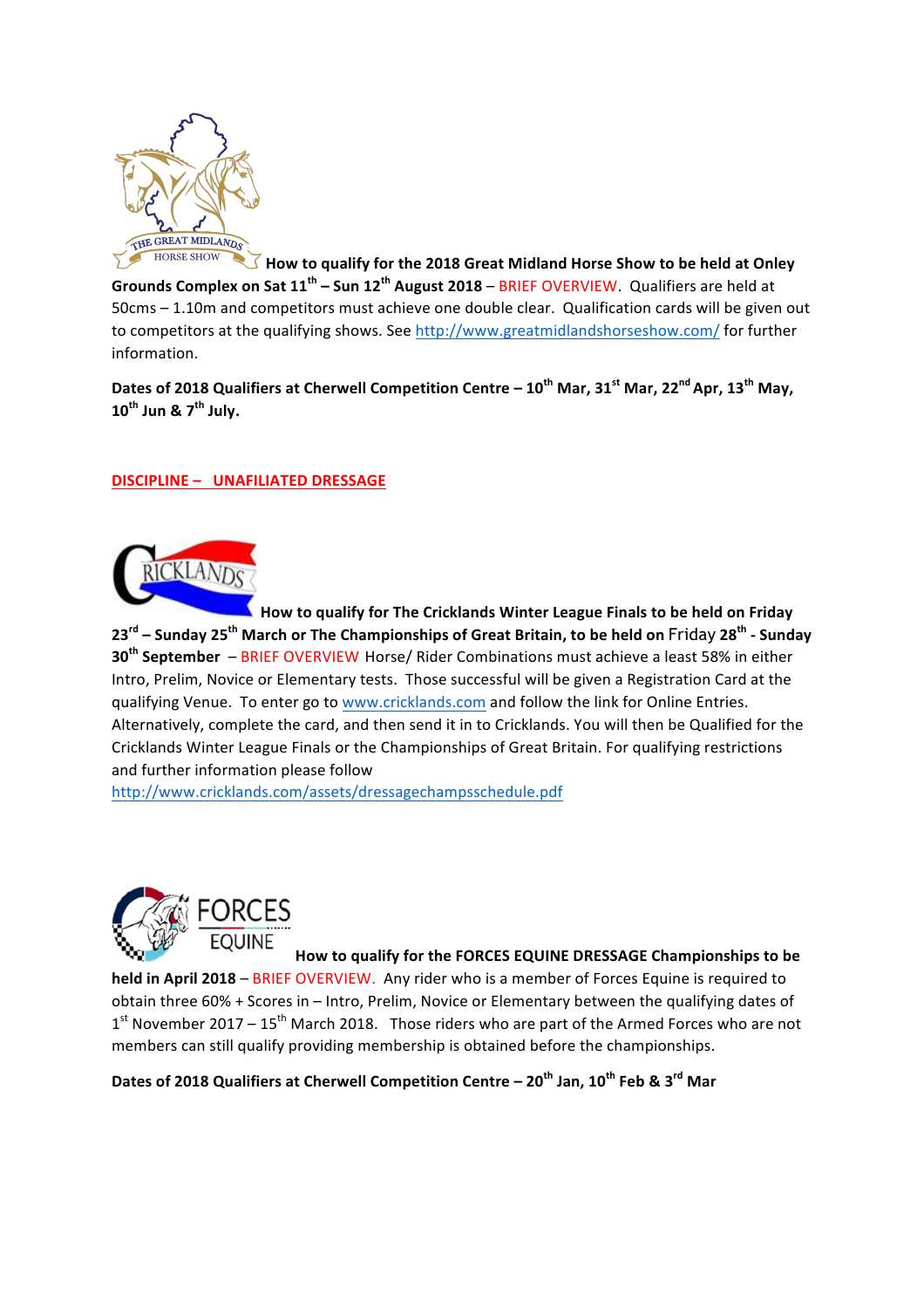**How to qualify for the 2018 Great Midland Horse Show to be held at Onley Grounds Complex on Sat 11th – Sun 12th August 2018** – BRIEF OVERVIEW. Qualifiers are held at 50cms – 1.10m and competitors must achieve one double clear. Qualification cards will be given out to competitors at the qualifying shows. See http://www.greatmidlandshorseshow.com/ for further information.

**Dates of 2018 Qualifiers at Cherwell Competition Centre – 10th Mar, 31st Mar, 22nd Apr, 13th May, 10th Jun & 7th July.**

**DISCIPLINE – UNAFILIATED DRESSAGE**

**How to qualify for The Cricklands Winter League Finals to be held on Friday 23rd – Sunday 25th March or The Championships of Great Britain, to be held on Friday 28th - Sunday 30th September** – BRIEF OVERVIEW Horse/ Rider Combinations must achieve a least 58% in either Intro, Prelim, Novice or Elementary tests. Those successful will be given a Registration Card at the qualifying Venue. To enter go to www.cricklands.com and follow the link for Online Entries. Alternatively, complete the card, and then send it in to Cricklands. You will then be Qualified for the Cricklands Winter League Finals or the Championships of Great Britain. For qualifying restrictions and further information please follow http://www.cricklands.com/assets/dressagechampsschedule.pdf

**How to qualify for the FORCES EQUINE DRESSAGE Championships to be held in April 2018** – BRIEF OVERVIEW. Any rider who is a member of Forces Equine is required to obtain three 60% + Scores in – Intro, Prelim, Novice or Elementary between the qualifying dates of 1st November 2017 – 15th March 2018. Those riders who are part of the Armed Forces who are not members can still qualify providing membership is obtained before the championships.

**Dates of 2018 Qualifiers at Cherwell Competition Centre – 20th Jan, 10th Feb & 3rd Mar**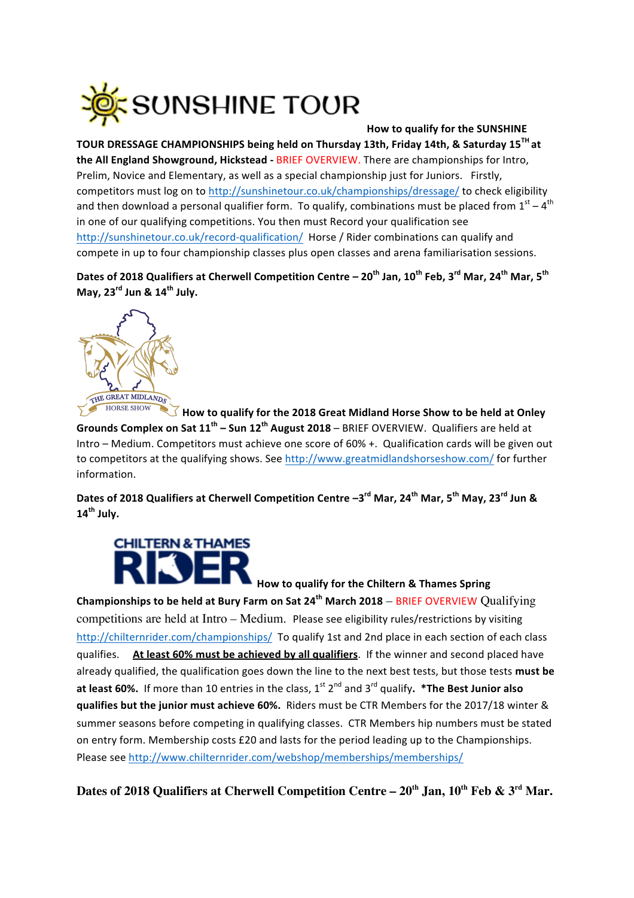**SUNSHINE TOUR**

**How to qualify for the SUNSHINE TOUR DRESSAGE CHAMPIONSHIPS being held on Thursday 13th, Friday 14th, & Saturday 15TH at the All England Showground, Hickstead -** BRIEF OVERVIEW. There are championships for Intro, Prelim, Novice and Elementary, as well as a special championship just for Juniors. Firstly, competitors must log on to http://sunshinetour.co.uk/championships/dressage/ to check eligibility and then download a personal qualifier form. To qualify, combinations must be placed from 1st – 4th in one of our qualifying competitions. You then must Record your qualification see http://sunshinetour.co.uk/record-qualification/ Horse / Rider combinations can qualify and compete in up to four championship classes plus open classes and arena familiarisation sessions.

**Dates of 2018 Qualifiers at Cherwell Competition Centre – 20th Jan, 10th Feb, 3rd Mar, 24th Mar, 5th May, 23rd Jun & 14th July.**

THE GREAT MIDLANDS HORSE SHOW

**How to qualify for the 2018 Great Midland Horse Show to be held at Onley Grounds Complex on Sat 11th – Sun 12th August 2018** – BRIEF OVERVIEW. Qualifiers are held at Intro – Medium. Competitors must achieve one score of 60% +. Qualification cards will be given out to competitors at the qualifying shows. See http://www.greatmidlandshorseshow.com/ for further information.

**Dates of 2018 Qualifiers at Cherwell Competition Centre –3rd Mar, 24th Mar, 5th May, 23rd Jun & 14th July.**

CHILTERN & THAMES RIDER

**How to qualify for the Chiltern & Thames Spring Championships to be held at Bury Farm on Sat 24th March 2018** – BRIEF OVERVIEW Qualifying competitions are held at Intro – Medium. Please see eligibility rules/restrictions by visiting http://chilternrider.com/championships/ To qualify 1st and 2nd place in each section of each class qualifies. **<u>At least 60% must be achieved by all qualifiers</u>**. If the winner and second placed have already qualified, the qualification goes down the line to the next best tests, but those tests **must be at least 60%.** If more than 10 entries in the class, 1st 2nd and 3rd qualify**. *The Best Junior also qualifies but the junior must achieve 60%.** Riders must be CTR Members for the 2017/18 winter & summer seasons before competing in qualifying classes. CTR Members hip numbers must be stated on entry form. Membership costs £20 and lasts for the period leading up to the Championships. Please see http://www.chilternrider.com/webshop/memberships/memberships/

**Dates of 2018 Qualifiers at Cherwell Competition Centre – 20th Jan, 10th Feb & 3rd Mar.**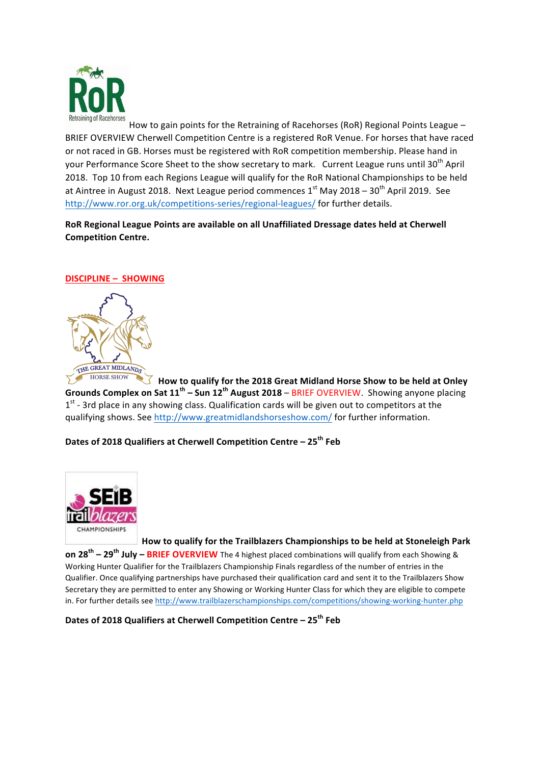How to gain points for the Retraining of Racehorses (RoR) Regional Points League – BRIEF OVERVIEW Cherwell Competition Centre is a registered RoR Venue. For horses that have raced or not raced in GB. Horses must be registered with RoR competition membership. Please hand in your Performance Score Sheet to the show secretary to mark. Current League runs until 30th April 2018. Top 10 from each Regions League will qualify for the RoR National Championships to be held at Aintree in August 2018. Next League period commences 1st May 2018 – 30th April 2019. See http://www.ror.org.uk/competitions-series/regional-leagues/ for further details.

**RoR Regional League Points are available on all Unaffiliated Dressage dates held at Cherwell Competition Centre.**

## DISCIPLINE – SHOWING

**How to qualify for the 2018 Great Midland Horse Show to be held at Onley Grounds Complex on Sat 11th – Sun 12th August 2018** – BRIEF OVERVIEW. Showing anyone placing 1st - 3rd place in any showing class. Qualification cards will be given out to competitors at the qualifying shows. See http://www.greatmidlandshorseshow.com/ for further information.

**Dates of 2018 Qualifiers at Cherwell Competition Centre – 25th Feb**

**How to qualify for the Trailblazers Championships to be held at Stoneleigh Park on 28th – 29th July – BRIEF OVERVIEW** The 4 highest placed combinations will qualify from each Showing & Working Hunter Qualifier for the Trailblazers Championship Finals regardless of the number of entries in the Qualifier. Once qualifying partnerships have purchased their qualification card and sent it to the Trailblazers Show Secretary they are permitted to enter any Showing or Working Hunter Class for which they are eligible to compete in. For further details see http://www.trailblazerschampionships.com/competitions/showing-working-hunter.php

**Dates of 2018 Qualifiers at Cherwell Competition Centre – 25th Feb**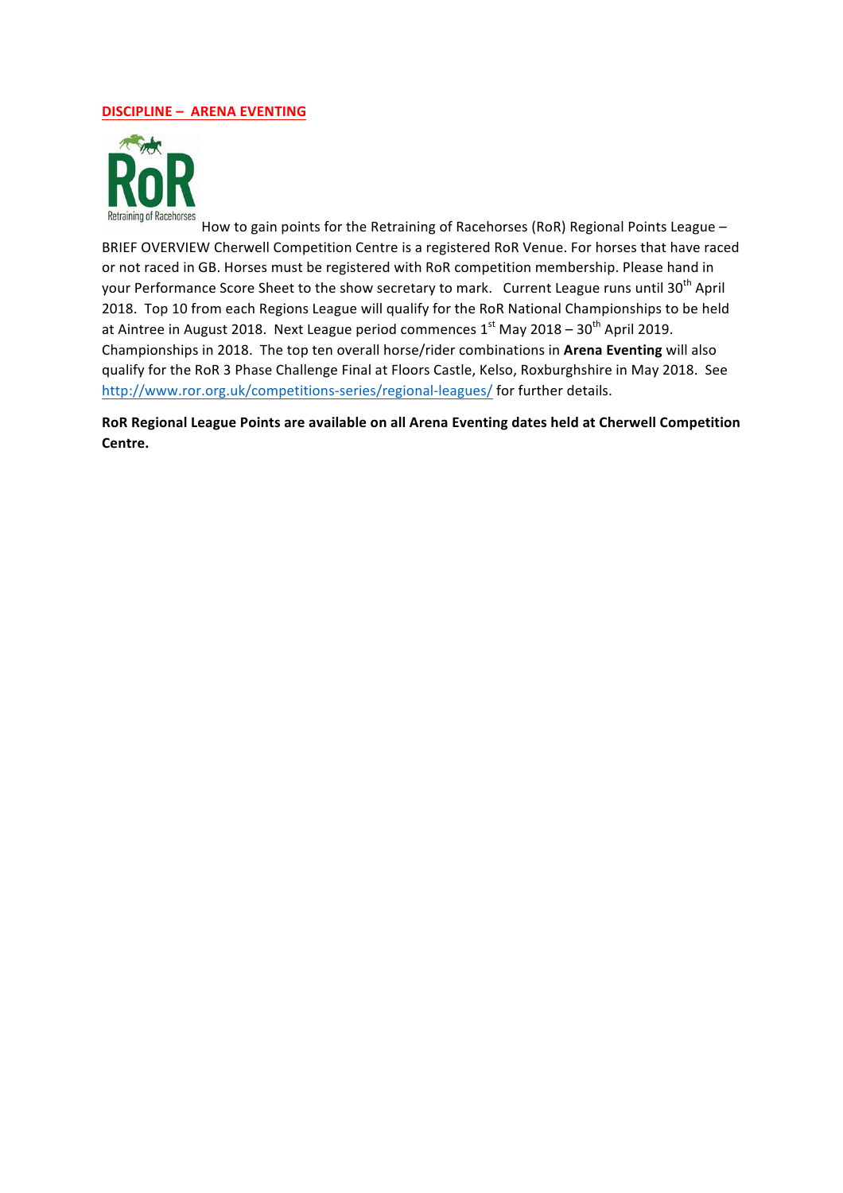**DISCIPLINE – ARENA EVENTING**

How to gain points for the Retraining of Racehorses (RoR) Regional Points League – BRIEF OVERVIEW Cherwell Competition Centre is a registered RoR Venue. For horses that have raced or not raced in GB. Horses must be registered with RoR competition membership. Please hand in your Performance Score Sheet to the show secretary to mark. Current League runs until 30th April 2018. Top 10 from each Regions League will qualify for the RoR National Championships to be held at Aintree in August 2018. Next League period commences 1st May 2018 – 30th April 2019. Championships in 2018. The top ten overall horse/rider combinations in **Arena Eventing** will also qualify for the RoR 3 Phase Challenge Final at Floors Castle, Kelso, Roxburghshire in May 2018. See http://www.ror.org.uk/competitions-series/regional-leagues/ for further details.

**RoR Regional League Points are available on all Arena Eventing dates held at Cherwell Competition Centre.**